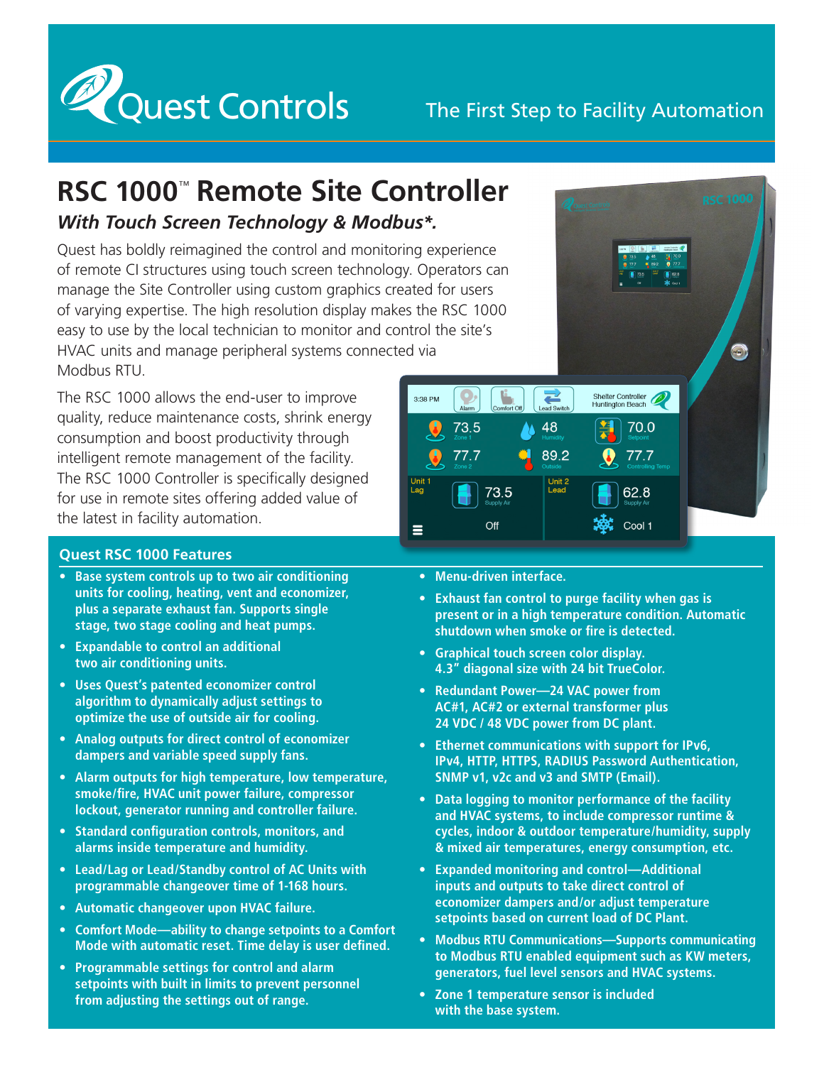# Quest Controls

The First Step to Facility Automation

# RSC 1000™ Remote Site Controller

## *With Touch Screen Technology & Modbus\*.*

Quest has boldly reimagined the control and monitoring experience of remote CI structures using touch screen technology. Operators can manage the Site Controller using custom graphics created for users of varying expertise. The high resolution display makes the RSC 1000 easy to use by the local technician to monitor and control the site's HVAC units and manage peripheral systems connected via Modbus RTU.

The RSC 1000 allows the end-user to improve quality, reduce maintenance costs, shrink energy consumption and boost productivity through intelligent remote management of the facility. The RSC 1000 Controller is specifically designed for use in remote sites offering added value of the latest in facility automation.

### Quest RSC 1000 Features

- **Base system controls up to two air conditioning units for cooling, heating, vent and economizer, plus a separate exhaust fan. Supports single stage, two stage cooling and heat pumps.**
- **Expandable to control an additional two air conditioning units.**
- **Uses Quest's patented economizer control algorithm to dynamically adjust settings to optimize the use of outside air for cooling.**
- **Analog outputs for direct control of economizer dampers and variable speed supply fans.**
- **Alarm outputs for high temperature, low temperature, smoke/fire, HVAC unit power failure, compressor lockout, generator running and controller failure.**
- **Standard configuration controls, monitors, and alarms inside temperature and humidity.**
- **Lead/Lag or Lead/Standby control of AC Units with programmable changeover time of 1-168 hours.**
- **Automatic changeover upon HVAC failure.**
- **Comfort Mode—ability to change setpoints to a Comfort Mode with automatic reset. Time delay is user defined.**
- **Programmable settings for control and alarm setpoints with built in limits to prevent personnel from adjusting the settings out of range.**
- **Menu-driven interface.**
- **Exhaust fan control to purge facility when gas is present or in a high temperature condition. Automatic shutdown when smoke or fire is detected.**
- **Graphical touch screen color display. 4.3" diagonal size with 24 bit TrueColor.**
- **Redundant Power—24 VAC power from AC#1, AC#2 or external transformer plus 24 VDC / 48 VDC power from DC plant.**
- **Ethernet communications with support for IPv6, IPv4, HTTP, HTTPS, RADIUS Password Authentication, SNMP v1, v2c and v3 and SMTP (Email).**
- **Data logging to monitor performance of the facility and HVAC systems, to include compressor runtime & cycles, indoor & outdoor temperature/humidity, supply & mixed air temperatures, energy consumption, etc.**
- **Expanded monitoring and control—Additional inputs and outputs to take direct control of economizer dampers and/or adjust temperature setpoints based on current load of DC Plant.**
- **Modbus RTU Communications—Supports communicating to Modbus RTU enabled equipment such as KW meters, generators, fuel level sensors and HVAC systems.**
- **Zone 1 temperature sensor is included with the base system.**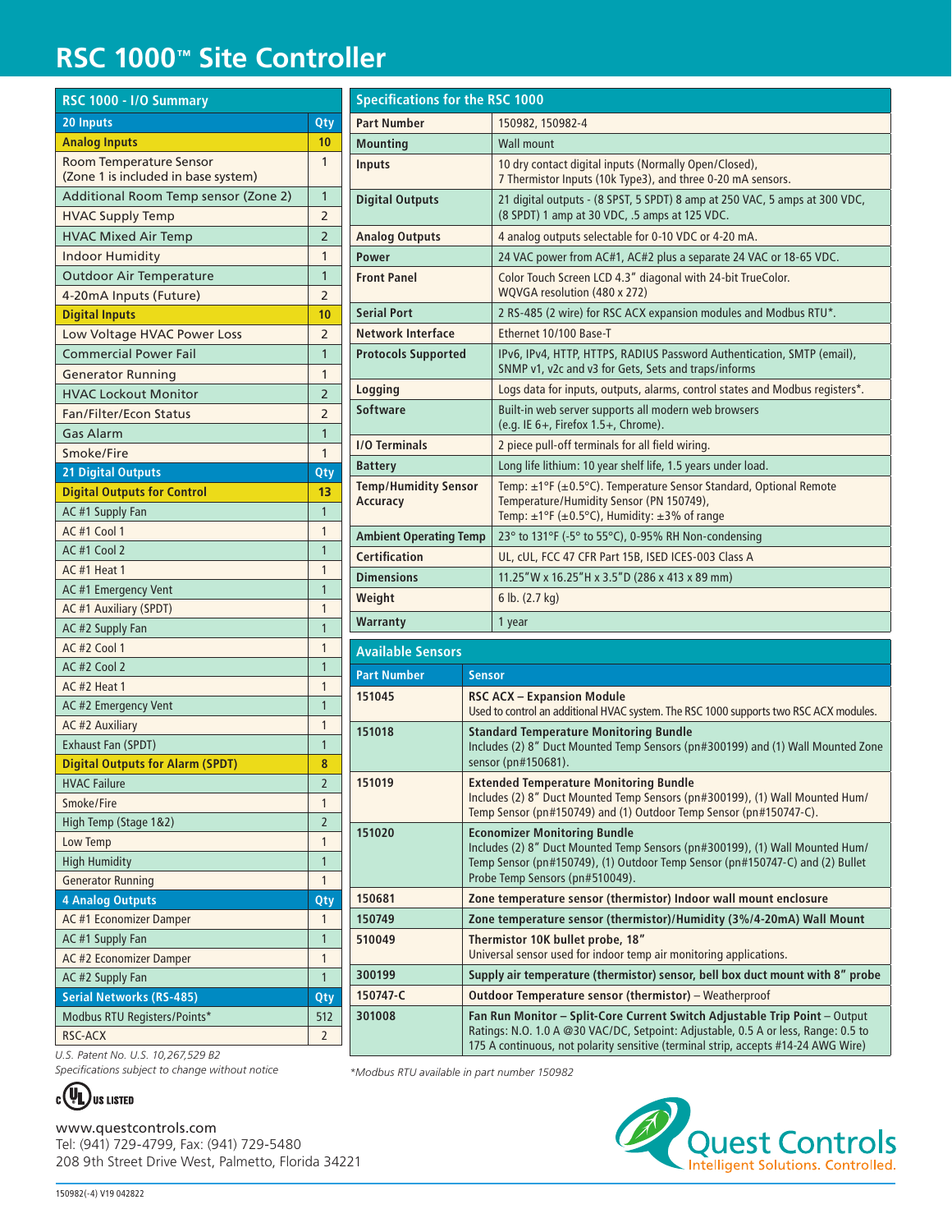# RSC 1000™ Site Controller

| RSC 1000 - I/O Summary | |
|---|---|
| **20 Inputs** | **Qty** |
| **Analog Inputs** | **10** |
| Room Temperature Sensor (Zone 1 is included in base system) | 1 |
| Additional Room Temp sensor (Zone 2) | 1 |
| HVAC Supply Temp | 2 |
| HVAC Mixed Air Temp | 2 |
| Indoor Humidity | 1 |
| Outdoor Air Temperature | 1 |
| 4-20mA Inputs (Future) | 2 |
| **Digital Inputs** | **10** |
| Low Voltage HVAC Power Loss | 2 |
| Commercial Power Fail | 1 |
| Generator Running | 1 |
| HVAC Lockout Monitor | 2 |
| Fan/Filter/Econ Status | 2 |
| Gas Alarm | 1 |
| Smoke/Fire | 1 |
| **21 Digital Outputs** | **Qty** |
| **Digital Outputs for Control** | **13** |
| AC #1 Supply Fan | 1 |
| AC #1 Cool 1 | 1 |
| AC #1 Cool 2 | 1 |
| AC #1 Heat 1 | 1 |
| AC #1 Emergency Vent | 1 |
| AC #1 Auxiliary (SPDT) | 1 |
| AC #2 Supply Fan | 1 |
| AC #2 Cool 1 | 1 |
| AC #2 Cool 2 | 1 |
| AC #2 Heat 1 | 1 |
| AC #2 Emergency Vent | 1 |
| AC #2 Auxiliary | 1 |
| Exhaust Fan (SPDT) | 1 |
| **Digital Outputs for Alarm (SPDT)** | **8** |
| HVAC Failure | 2 |
| Smoke/Fire | 1 |
| High Temp (Stage 1&2) | 2 |
| Low Temp | 1 |
| High Humidity | 1 |
| Generator Running | 1 |
| **4 Analog Outputs** | **Qty** |
| AC #1 Economizer Damper | 1 |
| AC #1 Supply Fan | 1 |
| AC #2 Economizer Damper | 1 |
| AC #2 Supply Fan | 1 |
| **Serial Networks (RS-485)** | **Qty** |
| Modbus RTU Registers/Points* | 512 |
| RSC-ACX | 2 |

*U.S. Patent No. U.S. 10,267,529 B2*

*Specifications subject to change without notice*

c UL US LISTED

| Specifications for the RSC 1000 | |
|---|---|
| **Part Number** | 150982, 150982-4 |
| **Mounting** | Wall mount |
| **Inputs** | 10 dry contact digital inputs (Normally Open/Closed), 7 Thermistor Inputs (10k Type3), and three 0-20 mA sensors. |
| **Digital Outputs** | 21 digital outputs - (8 SPST, 5 SPDT) 8 amp at 250 VAC, 5 amps at 300 VDC, (8 SPDT) 1 amp at 30 VDC, .5 amps at 125 VDC. |
| **Analog Outputs** | 4 analog outputs selectable for 0-10 VDC or 4-20 mA. |
| **Power** | 24 VAC power from AC#1, AC#2 plus a separate 24 VAC or 18-65 VDC. |
| **Front Panel** | Color Touch Screen LCD 4.3" diagonal with 24-bit TrueColor. WQVGA resolution (480 x 272) |
| **Serial Port** | 2 RS-485 (2 wire) for RSC ACX expansion modules and Modbus RTU*. |
| **Network Interface** | Ethernet 10/100 Base-T |
| **Protocols Supported** | IPv6, IPv4, HTTP, HTTPS, RADIUS Password Authentication, SMTP (email), SNMP v1, v2c and v3 for Gets, Sets and traps/informs |
| **Logging** | Logs data for inputs, outputs, alarms, control states and Modbus registers*. |
| **Software** | Built-in web server supports all modern web browsers (e.g. IE 6+, Firefox 1.5+, Chrome). |
| **I/O Terminals** | 2 piece pull-off terminals for all field wiring. |
| **Battery** | Long life lithium: 10 year shelf life, 1.5 years under load. |
| **Temp/Humidity Sensor Accuracy** | Temp: ±1°F (±0.5°C). Temperature Sensor Standard, Optional Remote Temperature/Humidity Sensor (PN 150749), Temp: ±1°F (±0.5°C), Humidity: ±3% of range |
| **Ambient Operating Temp** | 23° to 131°F (-5° to 55°C), 0-95% RH Non-condensing |
| **Certification** | UL, cUL, FCC 47 CFR Part 15B, ISED ICES-003 Class A |
| **Dimensions** | 11.25"W x 16.25"H x 3.5"D (286 x 413 x 89 mm) |
| **Weight** | 6 lb. (2.7 kg) |
| **Warranty** | 1 year |

| Available Sensors | |
|---|---|
| **Part Number** | **Sensor** |
| 151045 | **RSC ACX – Expansion Module** Used to control an additional HVAC system. The RSC 1000 supports two RSC ACX modules. |
| 151018 | **Standard Temperature Monitoring Bundle** Includes (2) 8" Duct Mounted Temp Sensors (pn#300199) and (1) Wall Mounted Zone sensor (pn#150681). |
| 151019 | **Extended Temperature Monitoring Bundle** Includes (2) 8" Duct Mounted Temp Sensors (pn#300199), (1) Wall Mounted Hum/Temp Sensor (pn#150749) and (1) Outdoor Temp Sensor (pn#150747-C). |
| 151020 | **Economizer Monitoring Bundle** Includes (2) 8" Duct Mounted Temp Sensors (pn#300199), (1) Wall Mounted Hum/Temp Sensor (pn#150749), (1) Outdoor Temp Sensor (pn#150747-C) and (2) Bullet Probe Temp Sensors (pn#510049). |
| 150681 | **Zone temperature sensor (thermistor) Indoor wall mount enclosure** |
| 150749 | **Zone temperature sensor (thermistor)/Humidity (3%/4-20mA) Wall Mount** |
| 510049 | **Thermistor 10K bullet probe, 18"** Universal sensor used for indoor temp air monitoring applications. |
| 300199 | **Supply air temperature (thermistor) sensor, bell box duct mount with 8" probe** |
| 150747-C | **Outdoor Temperature sensor (thermistor)** – Weatherproof |
| 301008 | **Fan Run Monitor – Split-Core Current Switch Adjustable Trip Point** – Output Ratings: N.O. 1.0 A @30 VAC/DC, Setpoint: Adjustable, 0.5 A or less, Range: 0.5 to 175 A continuous, not polarity sensitive (terminal strip, accepts #14-24 AWG Wire) |

*\*Modbus RTU available in part number 150982*

www.questcontrols.com
Tel: (941) 729-4799, Fax: (941) 729-5480
208 9th Street Drive West, Palmetto, Florida 34221

Quest Controls
Intelligent Solutions. Controlled.

150982(-4) V19 042822